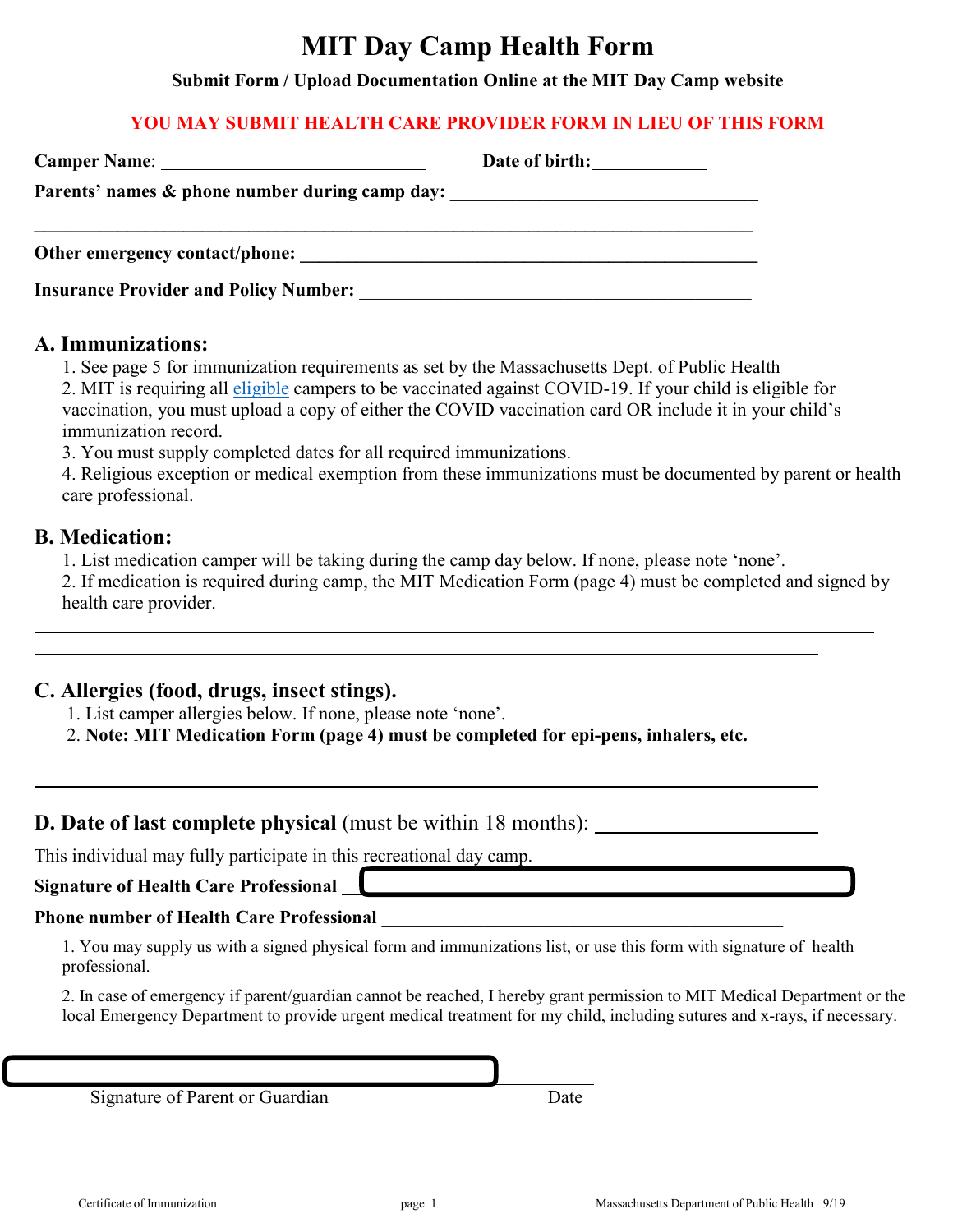# MIT Day Camp Health Form

**Submit Form / Upload Documentation Online at the MIT Day Camp website**

**YOU MAY SUBMIT HEALTH CARE PROVIDER FORM IN LIEU OF THIS FORM**

**Camper Name**: ____________________________ **Date of birth:**____________

**Parents' names & phone number during camp day:** _________________________________

_____________________________________________________________________________

**Other emergency contact/phone:** __________________________________________________

**Insurance Provider and Policy Number:** ___________________________________________

## A. Immunizations:

1. See page 5 for immunization requirements as set by the Massachusetts Dept. of Public Health
2. MIT is requiring all eligible campers to be vaccinated against COVID-19. If your child is eligible for vaccination, you must upload a copy of either the COVID vaccination card OR include it in your child's immunization record.
3. You must supply completed dates for all required immunizations.
4. Religious exception or medical exemption from these immunizations must be documented by parent or health care professional.

## B. Medication:

1. List medication camper will be taking during the camp day below. If none, please note 'none'.
2. If medication is required during camp, the MIT Medication Form (page 4) must be completed and signed by health care provider.

_____________________________________________________________________________

_____________________________________________________________________________

## C. Allergies (food, drugs, insect stings).

1. List camper allergies below. If none, please note 'none'.
2. **Note: MIT Medication Form (page 4) must be completed for epi-pens, inhalers, etc.**

_____________________________________________________________________________

_____________________________________________________________________________

## D. Date of last complete physical (must be within 18 months): ____________________

This individual may fully participate in this recreational day camp.

**Signature of Health Care Professional** ___________________________________________

**Phone number of Health Care Professional** ________________________________________

1. You may supply us with a signed physical form and immunizations list, or use this form with signature of health professional.
2. In case of emergency if parent/guardian cannot be reached, I hereby grant permission to MIT Medical Department or the local Emergency Department to provide urgent medical treatment for my child, including sutures and x-rays, if necessary.

_____________________________________________ ____________

Signature of Parent or Guardian Date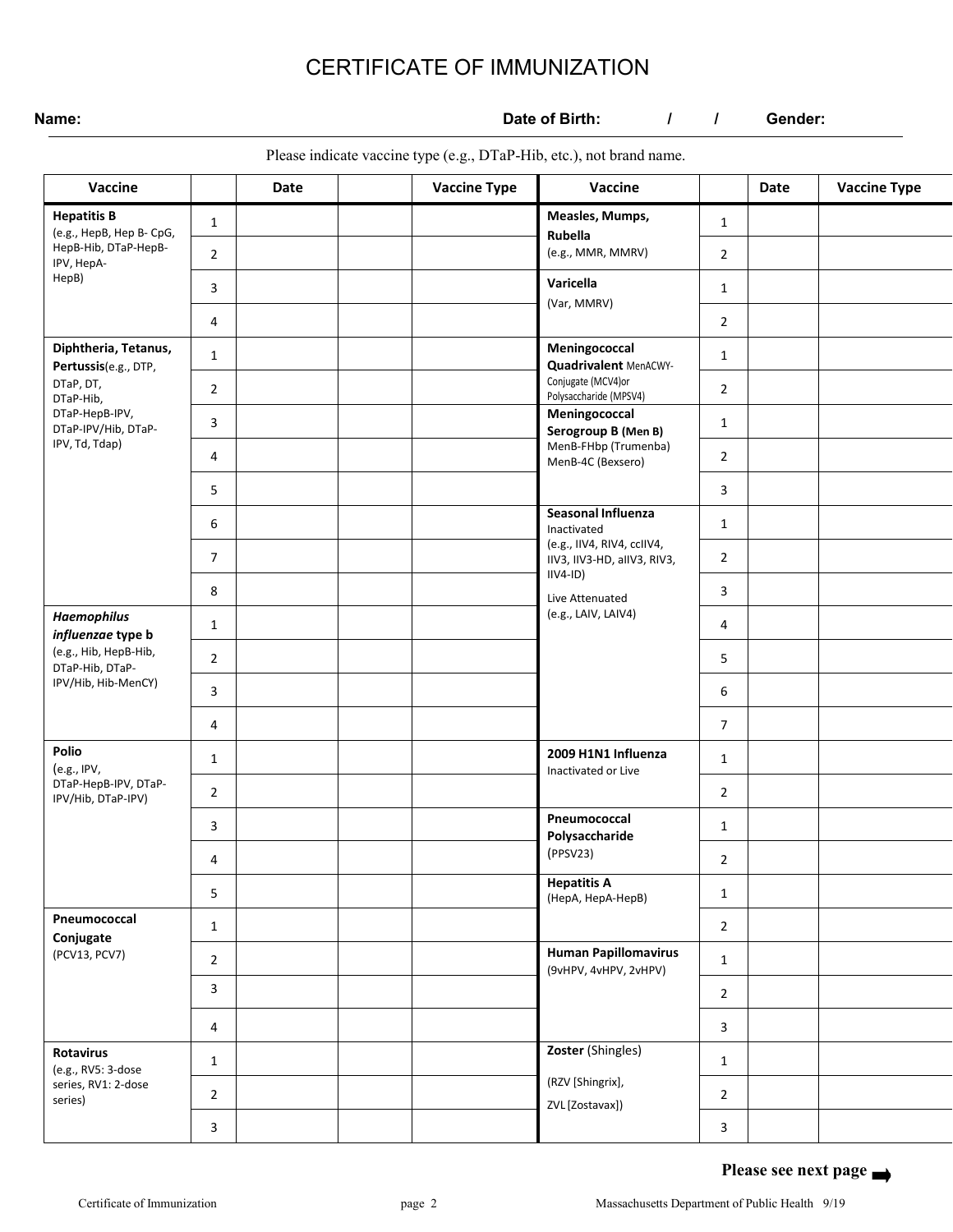# CERTIFICATE OF IMMUNIZATION

**Name:** **Date of Birth:** / / **Gender:**

Please indicate vaccine type (e.g., DTaP-Hib, etc.), not brand name.

| Vaccine | | Date | | Vaccine Type | Vaccine | | Date | Vaccine Type |
|---|---|---|---|---|---|---|---|---|
| **Hepatitis B** (e.g., HepB, Hep B- CpG, HepB-Hib, DTaP-HepB-IPV, HepA-HepB) | 1 | | | | **Measles, Mumps, Rubella** (e.g., MMR, MMRV) | 1 | | |
| | 2 | | | | | 2 | | |
| | 3 | | | | **Varicella** (Var, MMRV) | 1 | | |
| | 4 | | | | | 2 | | |
| **Diphtheria, Tetanus, Pertussis**(e.g., DTP, DTaP, DT, DTaP-Hib, DTaP-HepB-IPV, DTaP-IPV/Hib, DTaP-IPV, Td, Tdap) | 1 | | | | **Meningococcal Quadrivalent** MenACWY-Conjugate (MCV4)or Polysaccharide (MPSV4) | 1 | | |
| | 2 | | | | | 2 | | |
| | 3 | | | | **Meningococcal Serogroup B (Men B)** MenB-FHbp (Trumenba) MenB-4C (Bexsero) | 1 | | |
| | 4 | | | | | 2 | | |
| | 5 | | | | | 3 | | |
| | 6 | | | | **Seasonal Influenza** Inactivated (e.g., IIV4, RIV4, ccIIV4, IIV3, IIV3-HD, aIIV3, RIV3, IIV4-ID) Live Attenuated (e.g., LAIV, LAIV4) | 1 | | |
| | 7 | | | | | 2 | | |
| | 8 | | | | | 3 | | |
| ***Haemophilus influenzae* type b** (e.g., Hib, HepB-Hib, DTaP-Hib, DTaP-IPV/Hib, Hib-MenCY) | 1 | | | | | 4 | | |
| | 2 | | | | | 5 | | |
| | 3 | | | | | 6 | | |
| | 4 | | | | | 7 | | |
| **Polio** (e.g., IPV, DTaP-HepB-IPV, DTaP-IPV/Hib, DTaP-IPV) | 1 | | | | **2009 H1N1 Influenza** Inactivated or Live | 1 | | |
| | 2 | | | | | 2 | | |
| | 3 | | | | **Pneumococcal Polysaccharide** (PPSV23) | 1 | | |
| | 4 | | | | | 2 | | |
| | 5 | | | | **Hepatitis A** (HepA, HepA-HepB) | 1 | | |
| **Pneumococcal Conjugate** (PCV13, PCV7) | 1 | | | | | 2 | | |
| | 2 | | | | **Human Papillomavirus** (9vHPV, 4vHPV, 2vHPV) | 1 | | |
| | 3 | | | | | 2 | | |
| | 4 | | | | | 3 | | |
| **Rotavirus** (e.g., RV5: 3-dose series, RV1: 2-dose series) | 1 | | | | **Zoster** (Shingles) (RZV [Shingrix], ZVL [Zostavax]) | 1 | | |
| | 2 | | | | | 2 | | |
| | 3 | | | | | 3 | | |

**Please see next page** ➡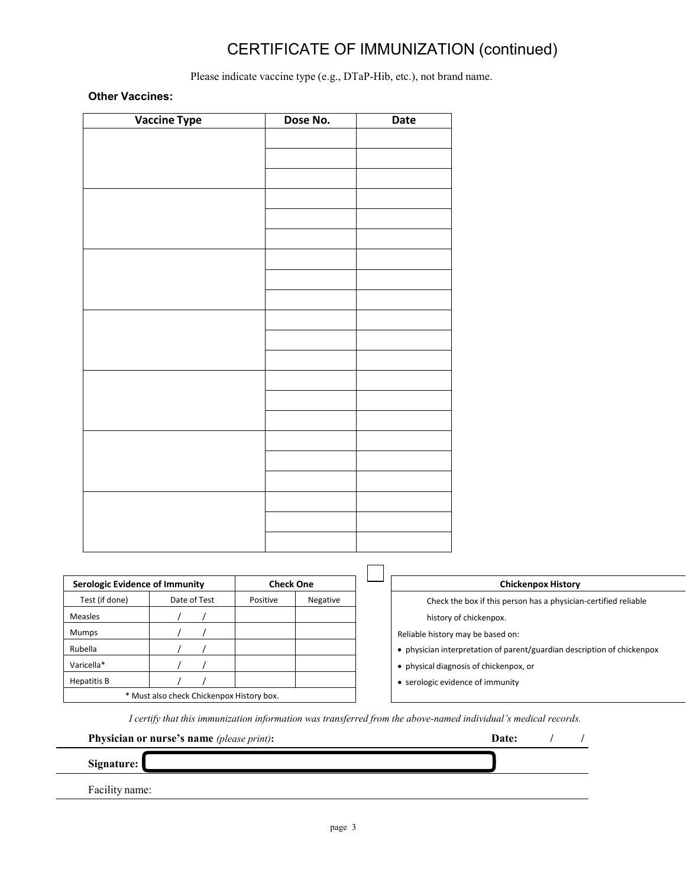# CERTIFICATE OF IMMUNIZATION (continued)

Please indicate vaccine type (e.g., DTaP-Hib, etc.), not brand name.

**Other Vaccines:**

| Vaccine Type | Dose No. | Date |
|---|---|---|
| | | |
| | | |
| | | |
| | | |
| | | |
| | | |
| | | |
| | | |
| | | |
| | | |
| | | |
| | | |
| | | |
| | | |
| | | |
| | | |
| | | |
| | | |
| | | |
| | | |
| | | |

| Serologic Evidence of Immunity | | Check One | |
|---|---|---|---|
| Test (if done) | Date of Test | Positive | Negative |
| Measles | / / | | |
| Mumps | / / | | |
| Rubella | / / | | |
| Varicella* | / / | | |
| Hepatitis B | / / | | |
| * Must also check Chickenpox History box. | | | |

☐ **Chickenpox History**

Check the box if this person has a physician-certified reliable history of chickenpox.

Reliable history may be based on:

- physician interpretation of parent/guardian description of chickenpox
- physical diagnosis of chickenpox, or
- serologic evidence of immunity

*I certify that this immunization information was transferred from the above-named individual's medical records.*

**Physician or nurse's name** *(please print)***:** **Date:** / /

**Signature:**

Facility name: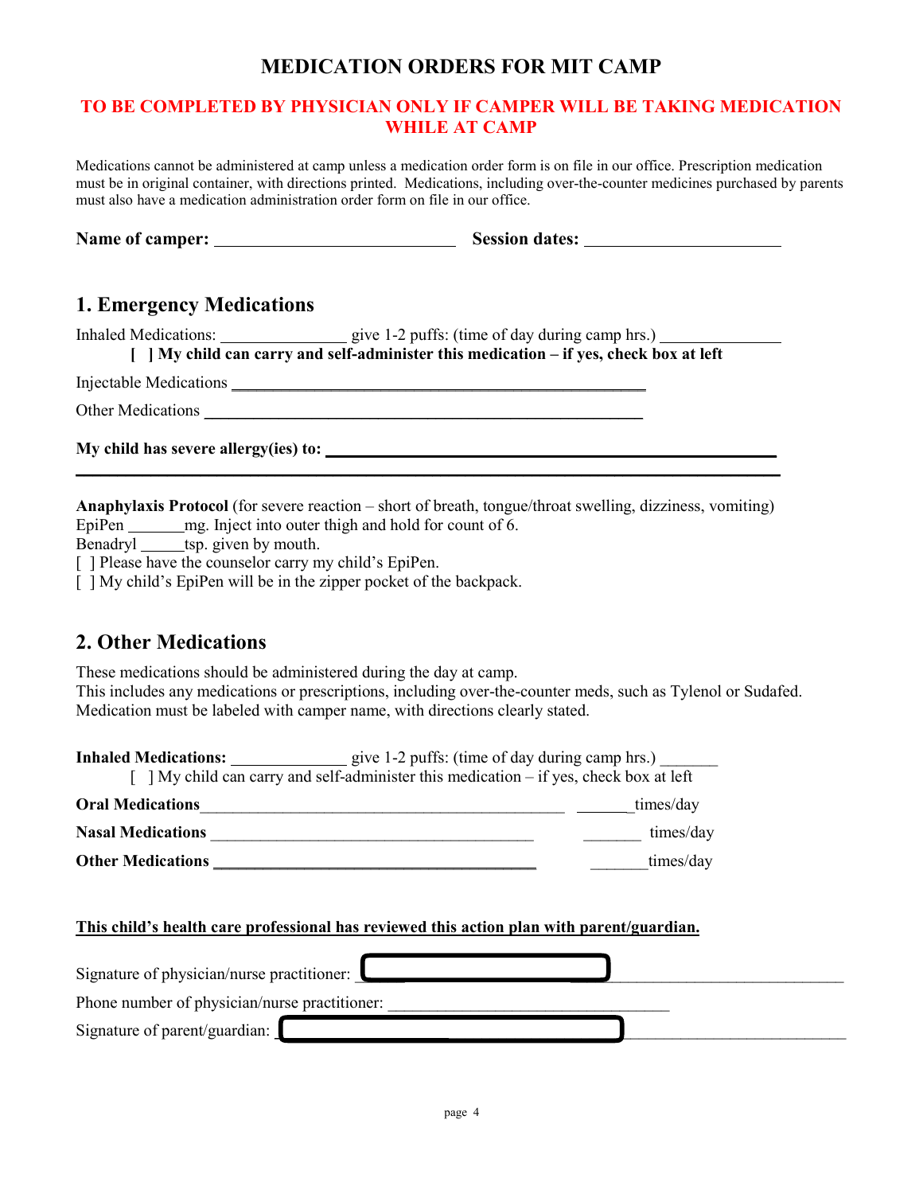# MEDICATION ORDERS FOR MIT CAMP

**TO BE COMPLETED BY PHYSICIAN ONLY IF CAMPER WILL BE TAKING MEDICATION WHILE AT CAMP**

Medications cannot be administered at camp unless a medication order form is on file in our office. Prescription medication must be in original container, with directions printed. Medications, including over-the-counter medicines purchased by parents must also have a medication administration order form on file in our office.

**Name of camper:** ____________________________ **Session dates:** ______________________

## 1. Emergency Medications

Inhaled Medications: _______________ give 1-2 puffs: (time of day during camp hrs.) ______________

[ ] **My child can carry and self-administer this medication – if yes, check box at left**

Injectable Medications ____________________________________________________

Other Medications ________________________________________________________

**My child has severe allergy(ies) to:** ____________________________________________________

__________________________________________________________________________________

**Anaphylaxis Protocol** (for severe reaction – short of breath, tongue/throat swelling, dizziness, vomiting)

EpiPen _______mg. Inject into outer thigh and hold for count of 6.

Benadryl _____tsp. given by mouth.

[ ] Please have the counselor carry my child's EpiPen.

[ ] My child's EpiPen will be in the zipper pocket of the backpack.

## 2. Other Medications

These medications should be administered during the day at camp.
This includes any medications or prescriptions, including over-the-counter meds, such as Tylenol or Sudafed.
Medication must be labeled with camper name, with directions clearly stated.

**Inhaled Medications:** ______________ give 1-2 puffs: (time of day during camp hrs.) _______

[ ] My child can carry and self-administer this medication – if yes, check box at left

**Oral Medications**_____________________________________________ _______times/day

**Nasal Medications** _______________________________________ _______ times/day

**Other Medications** _______________________________________ _______times/day

**This child's health care professional has reviewed this action plan with parent/guardian.**

Signature of physician/nurse practitioner: ____________________________________________

Phone number of physician/nurse practitioner: ___________________________________

Signature of parent/guardian: ____________________________________________________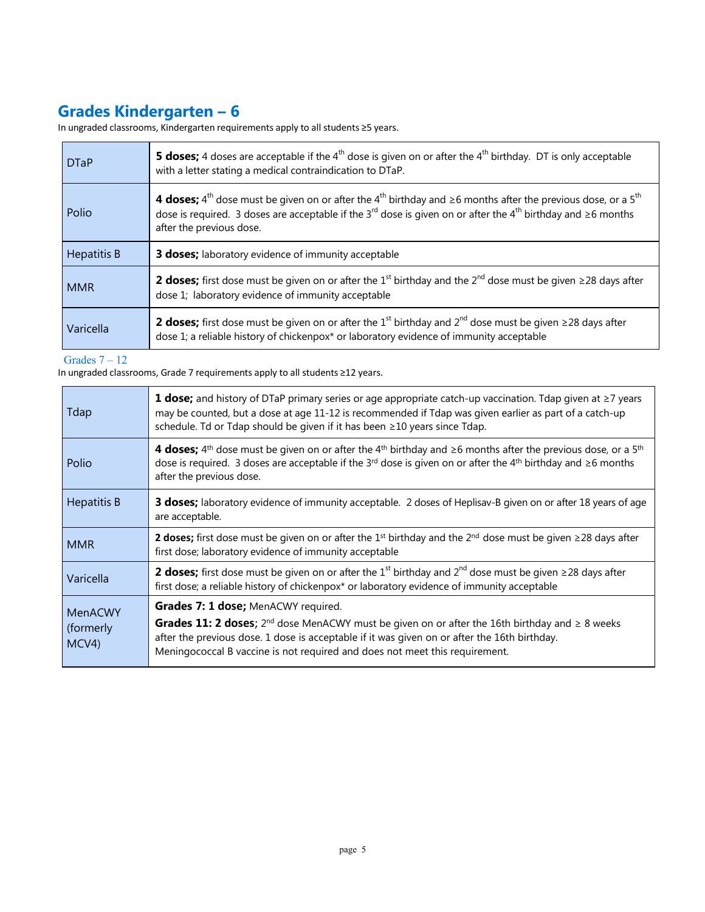## Grades Kindergarten – 6

In ungraded classrooms, Kindergarten requirements apply to all students ≥5 years.

| | |
|---|---|
| DTaP | **5 doses;** 4 doses are acceptable if the 4th dose is given on or after the 4th birthday. DT is only acceptable with a letter stating a medical contraindication to DTaP. |
| Polio | **4 doses;** 4th dose must be given on or after the 4th birthday and ≥6 months after the previous dose, or a 5th dose is required. 3 doses are acceptable if the 3rd dose is given on or after the 4th birthday and ≥6 months after the previous dose. |
| Hepatitis B | **3 doses;** laboratory evidence of immunity acceptable |
| MMR | **2 doses;** first dose must be given on or after the 1st birthday and the 2nd dose must be given ≥28 days after dose 1; laboratory evidence of immunity acceptable |
| Varicella | **2 doses;** first dose must be given on or after the 1st birthday and 2nd dose must be given ≥28 days after dose 1; a reliable history of chickenpox* or laboratory evidence of immunity acceptable |

## Grades 7 – 12

In ungraded classrooms, Grade 7 requirements apply to all students ≥12 years.

| | |
|---|---|
| Tdap | **1 dose;** and history of DTaP primary series or age appropriate catch-up vaccination. Tdap given at ≥7 years may be counted, but a dose at age 11-12 is recommended if Tdap was given earlier as part of a catch-up schedule. Td or Tdap should be given if it has been ≥10 years since Tdap. |
| Polio | **4 doses;** 4th dose must be given on or after the 4th birthday and ≥6 months after the previous dose, or a 5th dose is required. 3 doses are acceptable if the 3rd dose is given on or after the 4th birthday and ≥6 months after the previous dose. |
| Hepatitis B | **3 doses;** laboratory evidence of immunity acceptable. 2 doses of Heplisav-B given on or after 18 years of age are acceptable. |
| MMR | **2 doses;** first dose must be given on or after the 1st birthday and the 2nd dose must be given ≥28 days after first dose; laboratory evidence of immunity acceptable |
| Varicella | **2 doses;** first dose must be given on or after the 1st birthday and 2nd dose must be given ≥28 days after first dose; a reliable history of chickenpox* or laboratory evidence of immunity acceptable |
| MenACWY (formerly MCV4) | **Grades 7: 1 dose;** MenACWY required. **Grades 11: 2 doses**; 2nd dose MenACWY must be given on or after the 16th birthday and ≥ 8 weeks after the previous dose. 1 dose is acceptable if it was given on or after the 16th birthday. Meningococcal B vaccine is not required and does not meet this requirement. |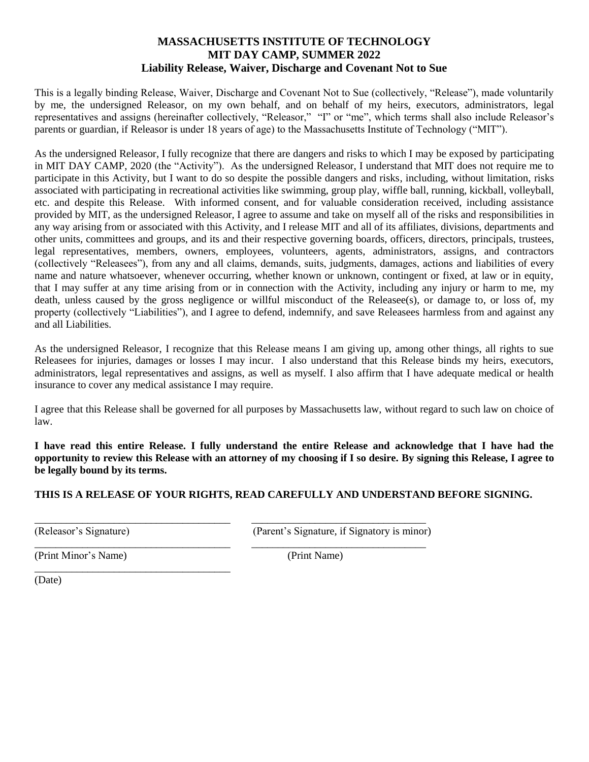**MASSACHUSETTS INSTITUTE OF TECHNOLOGY**
**MIT DAY CAMP, SUMMER 2022**
**Liability Release, Waiver, Discharge and Covenant Not to Sue**

This is a legally binding Release, Waiver, Discharge and Covenant Not to Sue (collectively, "Release"), made voluntarily by me, the undersigned Releasor, on my own behalf, and on behalf of my heirs, executors, administrators, legal representatives and assigns (hereinafter collectively, "Releasor," "I" or "me", which terms shall also include Releasor's parents or guardian, if Releasor is under 18 years of age) to the Massachusetts Institute of Technology ("MIT").

As the undersigned Releasor, I fully recognize that there are dangers and risks to which I may be exposed by participating in MIT DAY CAMP, 2020 (the "Activity"). As the undersigned Releasor, I understand that MIT does not require me to participate in this Activity, but I want to do so despite the possible dangers and risks, including, without limitation, risks associated with participating in recreational activities like swimming, group play, wiffle ball, running, kickball, volleyball, etc. and despite this Release. With informed consent, and for valuable consideration received, including assistance provided by MIT, as the undersigned Releasor, I agree to assume and take on myself all of the risks and responsibilities in any way arising from or associated with this Activity, and I release MIT and all of its affiliates, divisions, departments and other units, committees and groups, and its and their respective governing boards, officers, directors, principals, trustees, legal representatives, members, owners, employees, volunteers, agents, administrators, assigns, and contractors (collectively "Releasees"), from any and all claims, demands, suits, judgments, damages, actions and liabilities of every name and nature whatsoever, whenever occurring, whether known or unknown, contingent or fixed, at law or in equity, that I may suffer at any time arising from or in connection with the Activity, including any injury or harm to me, my death, unless caused by the gross negligence or willful misconduct of the Releasee(s), or damage to, or loss of, my property (collectively "Liabilities"), and I agree to defend, indemnify, and save Releasees harmless from and against any and all Liabilities.

As the undersigned Releasor, I recognize that this Release means I am giving up, among other things, all rights to sue Releasees for injuries, damages or losses I may incur. I also understand that this Release binds my heirs, executors, administrators, legal representatives and assigns, as well as myself. I also affirm that I have adequate medical or health insurance to cover any medical assistance I may require.

I agree that this Release shall be governed for all purposes by Massachusetts law, without regard to such law on choice of law.

**I have read this entire Release. I fully understand the entire Release and acknowledge that I have had the opportunity to review this Release with an attorney of my choosing if I so desire. By signing this Release, I agree to be legally bound by its terms.**

**THIS IS A RELEASE OF YOUR RIGHTS, READ CAREFULLY AND UNDERSTAND BEFORE SIGNING.**

_____________________________________ _________________________________
(Releasor's Signature) (Parent's Signature, if Signatory is minor)

_____________________________________ _________________________________
(Print Minor's Name) (Print Name)

_____________________________________
(Date)